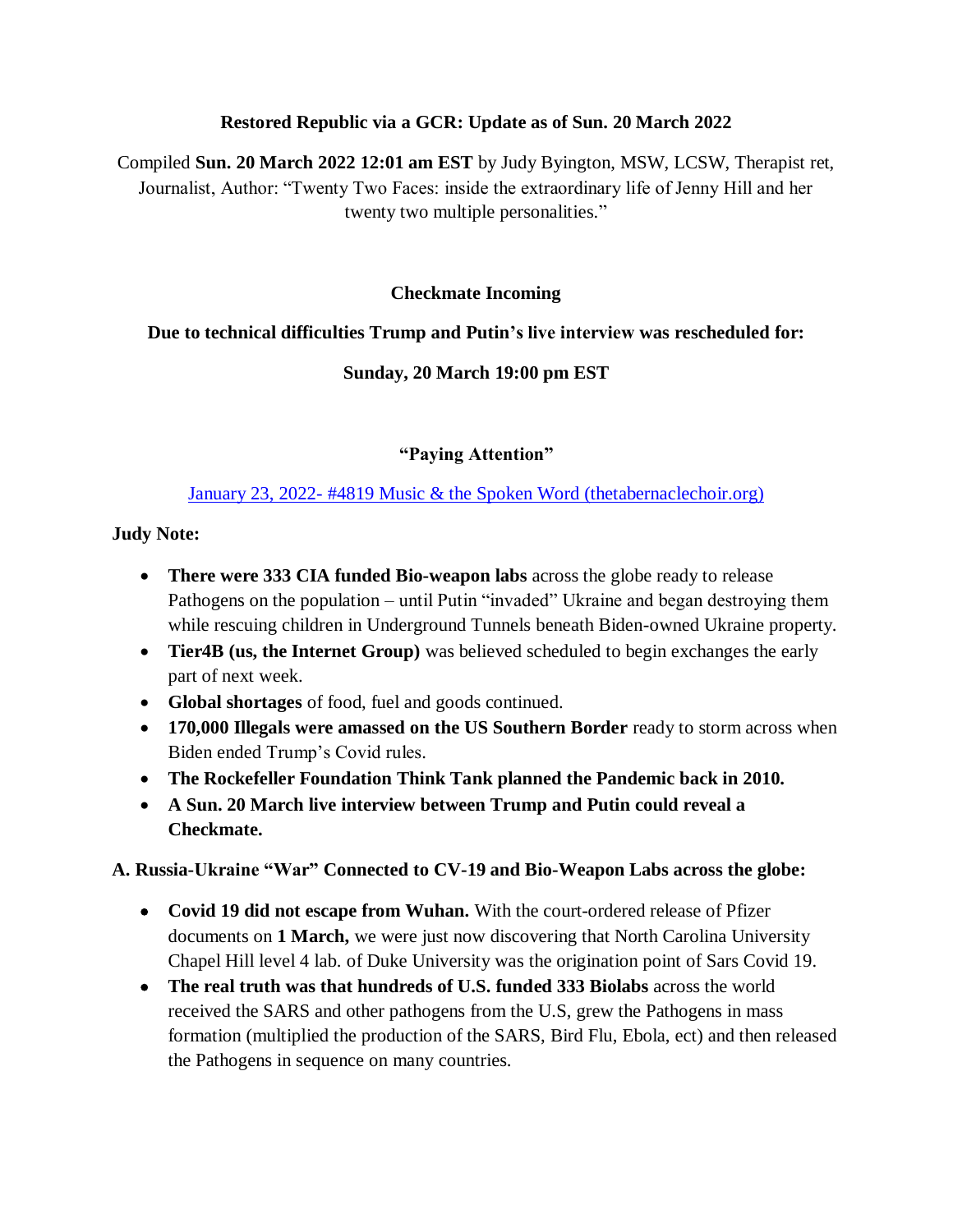**Restored Republic via a GCR: Update as of Sun. 20 March 2022**

Compiled **Sun. 20 March 2022 12:01 am EST** by Judy Byington, MSW, LCSW, Therapist ret, Journalist, Author: "Twenty Two Faces: inside the extraordinary life of Jenny Hill and her twenty two multiple personalities."

**Checkmate Incoming**

**Due to technical difficulties Trump and Putin's live interview was rescheduled for:**

**Sunday, 20 March 19:00 pm EST**

**"Paying Attention"**

[January 23, 2022- #4819 Music & the Spoken Word (thetabernaclechoir.org)](thetabernaclechoir.org)

**Judy Note:**

- **There were 333 CIA funded Bio-weapon labs** across the globe ready to release Pathogens on the population – until Putin "invaded" Ukraine and began destroying them while rescuing children in Underground Tunnels beneath Biden-owned Ukraine property.
- **Tier4B (us, the Internet Group)** was believed scheduled to begin exchanges the early part of next week.
- **Global shortages** of food, fuel and goods continued.
- **170,000 Illegals were amassed on the US Southern Border** ready to storm across when Biden ended Trump's Covid rules.
- **The Rockefeller Foundation Think Tank planned the Pandemic back in 2010.**
- **A Sun. 20 March live interview between Trump and Putin could reveal a Checkmate.**

**A. Russia-Ukraine "War" Connected to CV-19 and Bio-Weapon Labs across the globe:**

- **Covid 19 did not escape from Wuhan.** With the court-ordered release of Pfizer documents on **1 March,** we were just now discovering that North Carolina University Chapel Hill level 4 lab. of Duke University was the origination point of Sars Covid 19.
- **The real truth was that hundreds of U.S. funded 333 Biolabs** across the world received the SARS and other pathogens from the U.S, grew the Pathogens in mass formation (multiplied the production of the SARS, Bird Flu, Ebola, ect) and then released the Pathogens in sequence on many countries.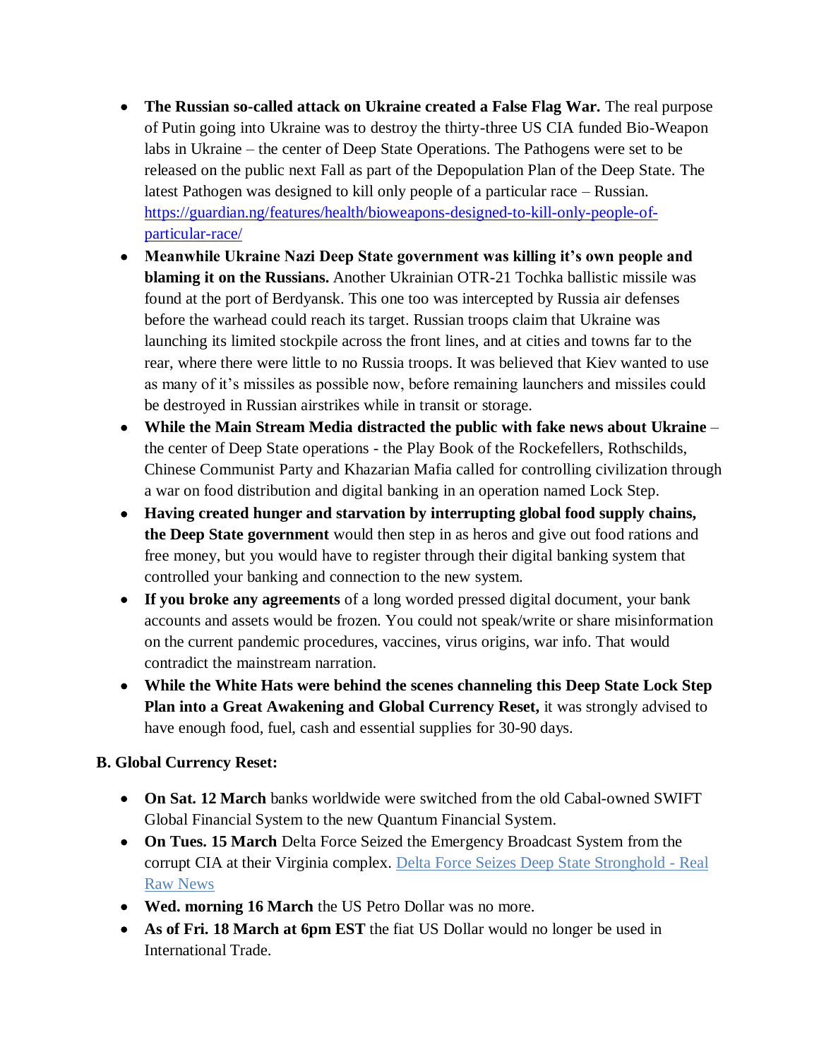- **The Russian so-called attack on Ukraine created a False Flag War.** The real purpose of Putin going into Ukraine was to destroy the thirty-three US CIA funded Bio-Weapon labs in Ukraine – the center of Deep State Operations. The Pathogens were set to be released on the public next Fall as part of the Depopulation Plan of the Deep State. The latest Pathogen was designed to kill only people of a particular race – Russian. [https://guardian.ng/features/health/bioweapons-designed-to-kill-only-people-of-particular-race/](https://guardian.ng/features/health/bioweapons-designed-to-kill-only-people-of-particular-race/)
- **Meanwhile Ukraine Nazi Deep State government was killing it's own people and blaming it on the Russians.** Another Ukrainian OTR-21 Tochka ballistic missile was found at the port of Berdyansk. This one too was intercepted by Russia air defenses before the warhead could reach its target. Russian troops claim that Ukraine was launching its limited stockpile across the front lines, and at cities and towns far to the rear, where there were little to no Russia troops. It was believed that Kiev wanted to use as many of it's missiles as possible now, before remaining launchers and missiles could be destroyed in Russian airstrikes while in transit or storage.
- **While the Main Stream Media distracted the public with fake news about Ukraine** – the center of Deep State operations - the Play Book of the Rockefellers, Rothschilds, Chinese Communist Party and Khazarian Mafia called for controlling civilization through a war on food distribution and digital banking in an operation named Lock Step.
- **Having created hunger and starvation by interrupting global food supply chains, the Deep State government** would then step in as heros and give out food rations and free money, but you would have to register through their digital banking system that controlled your banking and connection to the new system.
- **If you broke any agreements** of a long worded pressed digital document, your bank accounts and assets would be frozen. You could not speak/write or share misinformation on the current pandemic procedures, vaccines, virus origins, war info. That would contradict the mainstream narration.
- **While the White Hats were behind the scenes channeling this Deep State Lock Step Plan into a Great Awakening and Global Currency Reset,** it was strongly advised to have enough food, fuel, cash and essential supplies for 30-90 days.

**B. Global Currency Reset:**

- **On Sat. 12 March** banks worldwide were switched from the old Cabal-owned SWIFT Global Financial System to the new Quantum Financial System.
- **On Tues. 15 March** Delta Force Seized the Emergency Broadcast System from the corrupt CIA at their Virginia complex. Delta Force Seizes Deep State Stronghold - Real Raw News
- **Wed. morning 16 March** the US Petro Dollar was no more.
- **As of Fri. 18 March at 6pm EST** the fiat US Dollar would no longer be used in International Trade.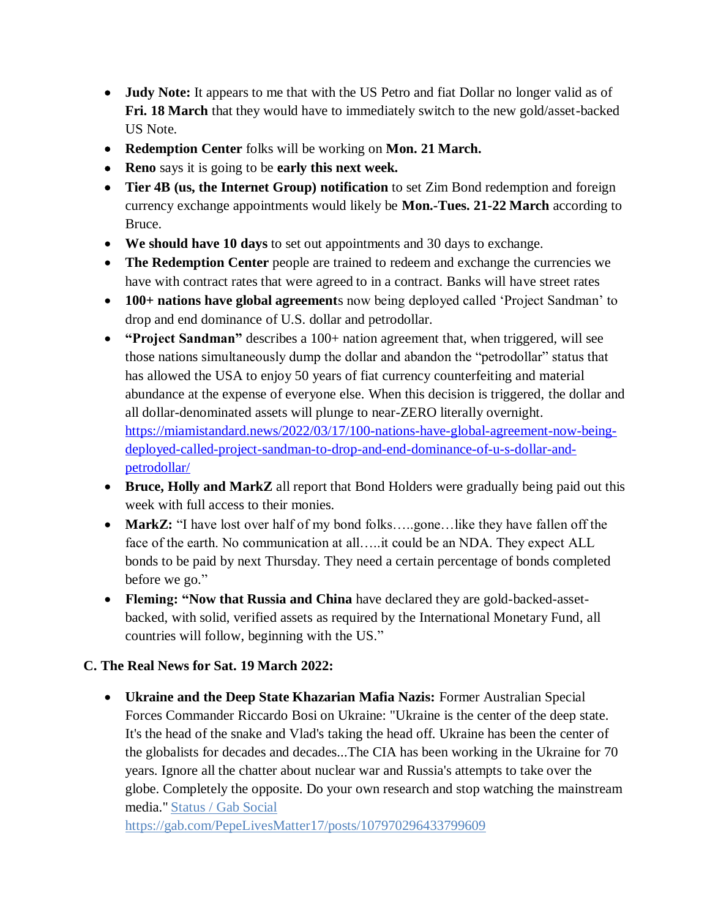- **Judy Note:** It appears to me that with the US Petro and fiat Dollar no longer valid as of **Fri. 18 March** that they would have to immediately switch to the new gold/asset-backed US Note.
- **Redemption Center** folks will be working on **Mon. 21 March.**
- **Reno** says it is going to be **early this next week.**
- **Tier 4B (us, the Internet Group) notification** to set Zim Bond redemption and foreign currency exchange appointments would likely be **Mon.-Tues. 21-22 March** according to Bruce.
- **We should have 10 days** to set out appointments and 30 days to exchange.
- **The Redemption Center** people are trained to redeem and exchange the currencies we have with contract rates that were agreed to in a contract. Banks will have street rates
- **100+ nations have global agreement**s now being deployed called 'Project Sandman' to drop and end dominance of U.S. dollar and petrodollar.
- **"Project Sandman"** describes a 100+ nation agreement that, when triggered, will see those nations simultaneously dump the dollar and abandon the "petrodollar" status that has allowed the USA to enjoy 50 years of fiat currency counterfeiting and material abundance at the expense of everyone else. When this decision is triggered, the dollar and all dollar-denominated assets will plunge to near-ZERO literally overnight. [https://miamistandard.news/2022/03/17/100-nations-have-global-agreement-now-being-deployed-called-project-sandman-to-drop-and-end-dominance-of-u-s-dollar-and-petrodollar/](https://miamistandard.news/2022/03/17/100-nations-have-global-agreement-now-being-deployed-called-project-sandman-to-drop-and-end-dominance-of-u-s-dollar-and-petrodollar/)
- **Bruce, Holly and MarkZ** all report that Bond Holders were gradually being paid out this week with full access to their monies.
- **MarkZ:** "I have lost over half of my bond folks…..gone…like they have fallen off the face of the earth. No communication at all…..it could be an NDA. They expect ALL bonds to be paid by next Thursday. They need a certain percentage of bonds completed before we go."
- **Fleming: "Now that Russia and China** have declared they are gold-backed-asset-backed, with solid, verified assets as required by the International Monetary Fund, all countries will follow, beginning with the US."

## C. The Real News for Sat. 19 March 2022:

- **Ukraine and the Deep State Khazarian Mafia Nazis:** Former Australian Special Forces Commander Riccardo Bosi on Ukraine: "Ukraine is the center of the deep state. It's the head of the snake and Vlad's taking the head off. Ukraine has been the center of the globalists for decades and decades...The CIA has been working in the Ukraine for 70 years. Ignore all the chatter about nuclear war and Russia's attempts to take over the globe. Completely the opposite. Do your own research and stop watching the mainstream media." [Status / Gab Social](https://gab.com/PepeLivesMatter17/posts/107970296433799609) [https://gab.com/PepeLivesMatter17/posts/107970296433799609](https://gab.com/PepeLivesMatter17/posts/107970296433799609)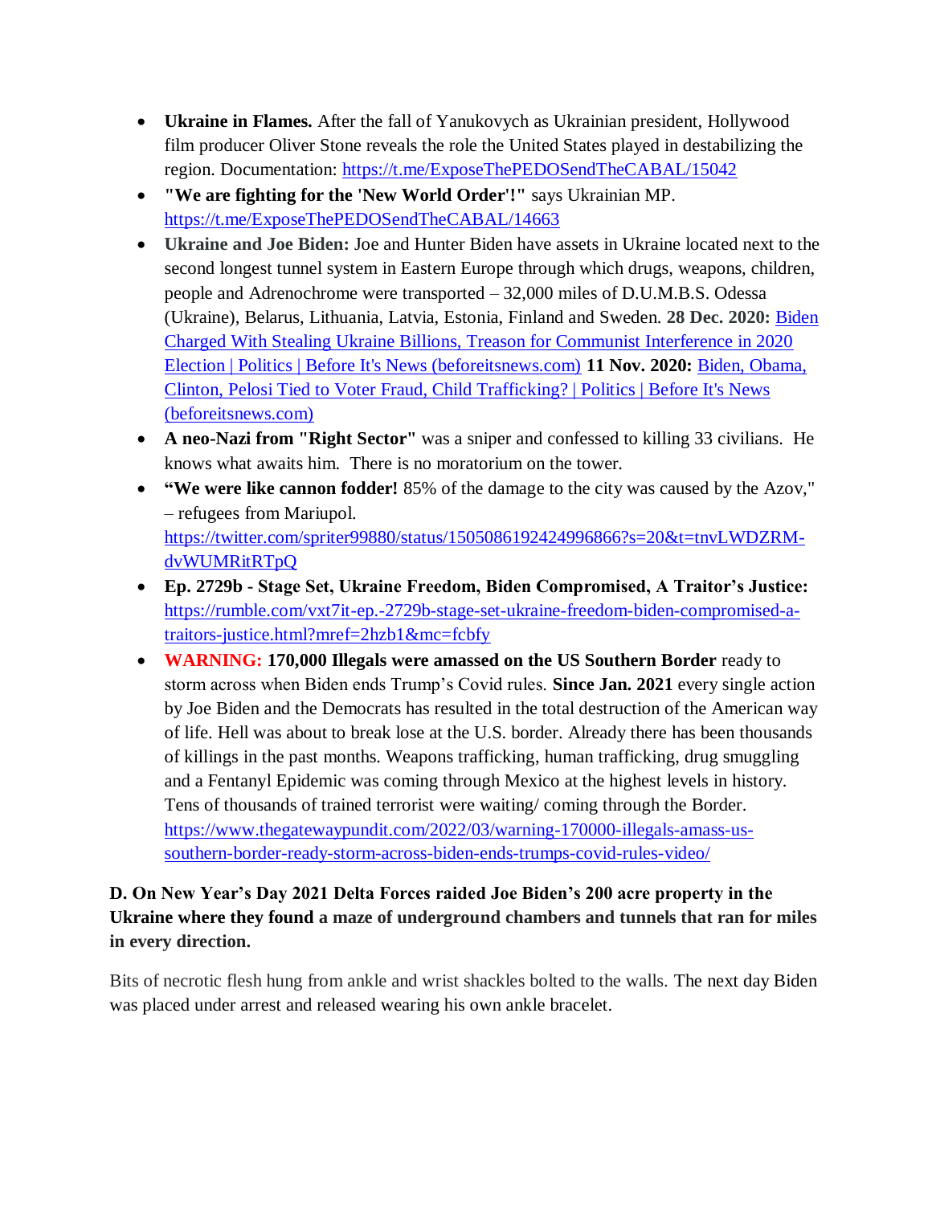- **Ukraine in Flames.** After the fall of Yanukovych as Ukrainian president, Hollywood film producer Oliver Stone reveals the role the United States played in destabilizing the region. Documentation: https://t.me/ExposeThePEDOSendTheCABAL/15042
- **"We are fighting for the 'New World Order'!"** says Ukrainian MP. https://t.me/ExposeThePEDOSendTheCABAL/14663
- **Ukraine and Joe Biden:** Joe and Hunter Biden have assets in Ukraine located next to the second longest tunnel system in Eastern Europe through which drugs, weapons, children, people and Adrenochrome were transported – 32,000 miles of D.U.M.B.S. Odessa (Ukraine), Belarus, Lithuania, Latvia, Estonia, Finland and Sweden. **28 Dec. 2020:** Biden Charged With Stealing Ukraine Billions, Treason for Communist Interference in 2020 Election | Politics | Before It's News (beforeitsnews.com) **11 Nov. 2020:** Biden, Obama, Clinton, Pelosi Tied to Voter Fraud, Child Trafficking? | Politics | Before It's News (beforeitsnews.com)
- **A neo-Nazi from "Right Sector"** was a sniper and confessed to killing 33 civilians. He knows what awaits him. There is no moratorium on the tower.
- **"We were like cannon fodder!** 85% of the damage to the city was caused by the Azov," – refugees from Mariupol. https://twitter.com/spriter99880/status/1505086192424996866?s=20&t=tnvLWDZRM-dvWUMRitRTpQ
- **Ep. 2729b - Stage Set, Ukraine Freedom, Biden Compromised, A Traitor's Justice:** https://rumble.com/vxt7it-ep.-2729b-stage-set-ukraine-freedom-biden-compromised-a-traitors-justice.html?mref=2hzb1&mc=fcbfy
- **WARNING: 170,000 Illegals were amassed on the US Southern Border** ready to storm across when Biden ends Trump's Covid rules. **Since Jan. 2021** every single action by Joe Biden and the Democrats has resulted in the total destruction of the American way of life. Hell was about to break lose at the U.S. border. Already there has been thousands of killings in the past months. Weapons trafficking, human trafficking, drug smuggling and a Fentanyl Epidemic was coming through Mexico at the highest levels in history. Tens of thousands of trained terrorist were waiting/ coming through the Border. https://www.thegatewaypundit.com/2022/03/warning-170000-illegals-amass-us-southern-border-ready-storm-across-biden-ends-trumps-covid-rules-video/

**D. On New Year's Day 2021 Delta Forces raided Joe Biden's 200 acre property in the Ukraine where they found a maze of underground chambers and tunnels that ran for miles in every direction.**

Bits of necrotic flesh hung from ankle and wrist shackles bolted to the walls. The next day Biden was placed under arrest and released wearing his own ankle bracelet.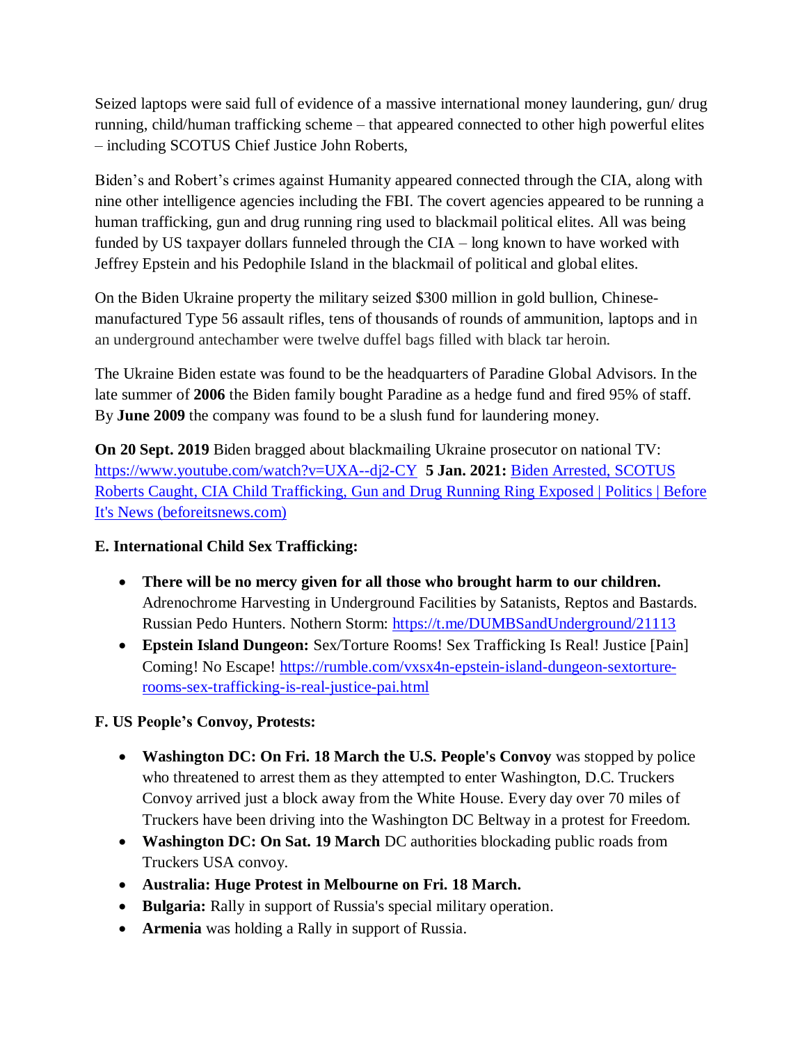Seized laptops were said full of evidence of a massive international money laundering, gun/ drug running, child/human trafficking scheme – that appeared connected to other high powerful elites – including SCOTUS Chief Justice John Roberts,

Biden's and Robert's crimes against Humanity appeared connected through the CIA, along with nine other intelligence agencies including the FBI. The covert agencies appeared to be running a human trafficking, gun and drug running ring used to blackmail political elites. All was being funded by US taxpayer dollars funneled through the CIA – long known to have worked with Jeffrey Epstein and his Pedophile Island in the blackmail of political and global elites.

On the Biden Ukraine property the military seized $300 million in gold bullion, Chinese-manufactured Type 56 assault rifles, tens of thousands of rounds of ammunition, laptops and in an underground antechamber were twelve duffel bags filled with black tar heroin.

The Ukraine Biden estate was found to be the headquarters of Paradine Global Advisors. In the late summer of **2006** the Biden family bought Paradine as a hedge fund and fired 95% of staff. By **June 2009** the company was found to be a slush fund for laundering money.

**On 20 Sept. 2019** Biden bragged about blackmailing Ukraine prosecutor on national TV: https://www.youtube.com/watch?v=UXA--dj2-CY **5 Jan. 2021:** Biden Arrested, SCOTUS Roberts Caught, CIA Child Trafficking, Gun and Drug Running Ring Exposed | Politics | Before It's News (beforeitsnews.com)

**E. International Child Sex Trafficking:**

- **There will be no mercy given for all those who brought harm to our children.** Adrenochrome Harvesting in Underground Facilities by Satanists, Reptos and Bastards. Russian Pedo Hunters. Nothern Storm: https://t.me/DUMBSandUnderground/21113
- **Epstein Island Dungeon:** Sex/Torture Rooms! Sex Trafficking Is Real! Justice [Pain] Coming! No Escape! https://rumble.com/vxsx4n-epstein-island-dungeon-sextorture-rooms-sex-trafficking-is-real-justice-pai.html

**F. US People's Convoy, Protests:**

- **Washington DC: On Fri. 18 March the U.S. People's Convoy** was stopped by police who threatened to arrest them as they attempted to enter Washington, D.C. Truckers Convoy arrived just a block away from the White House. Every day over 70 miles of Truckers have been driving into the Washington DC Beltway in a protest for Freedom.
- **Washington DC: On Sat. 19 March** DC authorities blockading public roads from Truckers USA convoy.
- **Australia: Huge Protest in Melbourne on Fri. 18 March.**
- **Bulgaria:** Rally in support of Russia's special military operation.
- **Armenia** was holding a Rally in support of Russia.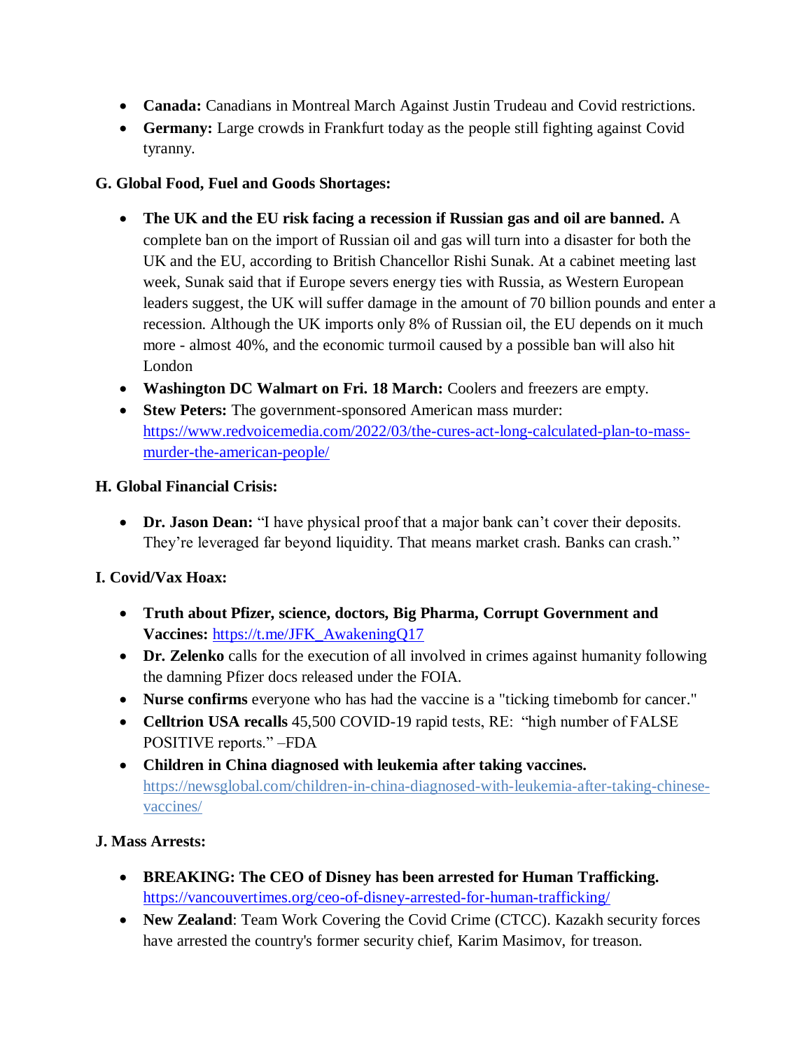- **Canada:** Canadians in Montreal March Against Justin Trudeau and Covid restrictions.
- **Germany:** Large crowds in Frankfurt today as the people still fighting against Covid tyranny.

**G. Global Food, Fuel and Goods Shortages:**

- **The UK and the EU risk facing a recession if Russian gas and oil are banned.** A complete ban on the import of Russian oil and gas will turn into a disaster for both the UK and the EU, according to British Chancellor Rishi Sunak. At a cabinet meeting last week, Sunak said that if Europe severs energy ties with Russia, as Western European leaders suggest, the UK will suffer damage in the amount of 70 billion pounds and enter a recession. Although the UK imports only 8% of Russian oil, the EU depends on it much more - almost 40%, and the economic turmoil caused by a possible ban will also hit London
- **Washington DC Walmart on Fri. 18 March:** Coolers and freezers are empty.
- **Stew Peters:** The government-sponsored American mass murder: https://www.redvoicemedia.com/2022/03/the-cures-act-long-calculated-plan-to-mass-murder-the-american-people/

**H. Global Financial Crisis:**

- **Dr. Jason Dean:** "I have physical proof that a major bank can't cover their deposits. They're leveraged far beyond liquidity. That means market crash. Banks can crash."

**I. Covid/Vax Hoax:**

- **Truth about Pfizer, science, doctors, Big Pharma, Corrupt Government and Vaccines:** https://t.me/JFK_AwakeningQ17
- **Dr. Zelenko** calls for the execution of all involved in crimes against humanity following the damning Pfizer docs released under the FOIA.
- **Nurse confirms** everyone who has had the vaccine is a "ticking timebomb for cancer."
- **Celltrion USA recalls** 45,500 COVID-19 rapid tests, RE: "high number of FALSE POSITIVE reports." –FDA
- **Children in China diagnosed with leukemia after taking vaccines.** https://newsglobal.com/children-in-china-diagnosed-with-leukemia-after-taking-chinese-vaccines/

**J. Mass Arrests:**

- **BREAKING: The CEO of Disney has been arrested for Human Trafficking.** https://vancouvertimes.org/ceo-of-disney-arrested-for-human-trafficking/
- **New Zealand**: Team Work Covering the Covid Crime (CTCC). Kazakh security forces have arrested the country's former security chief, Karim Masimov, for treason.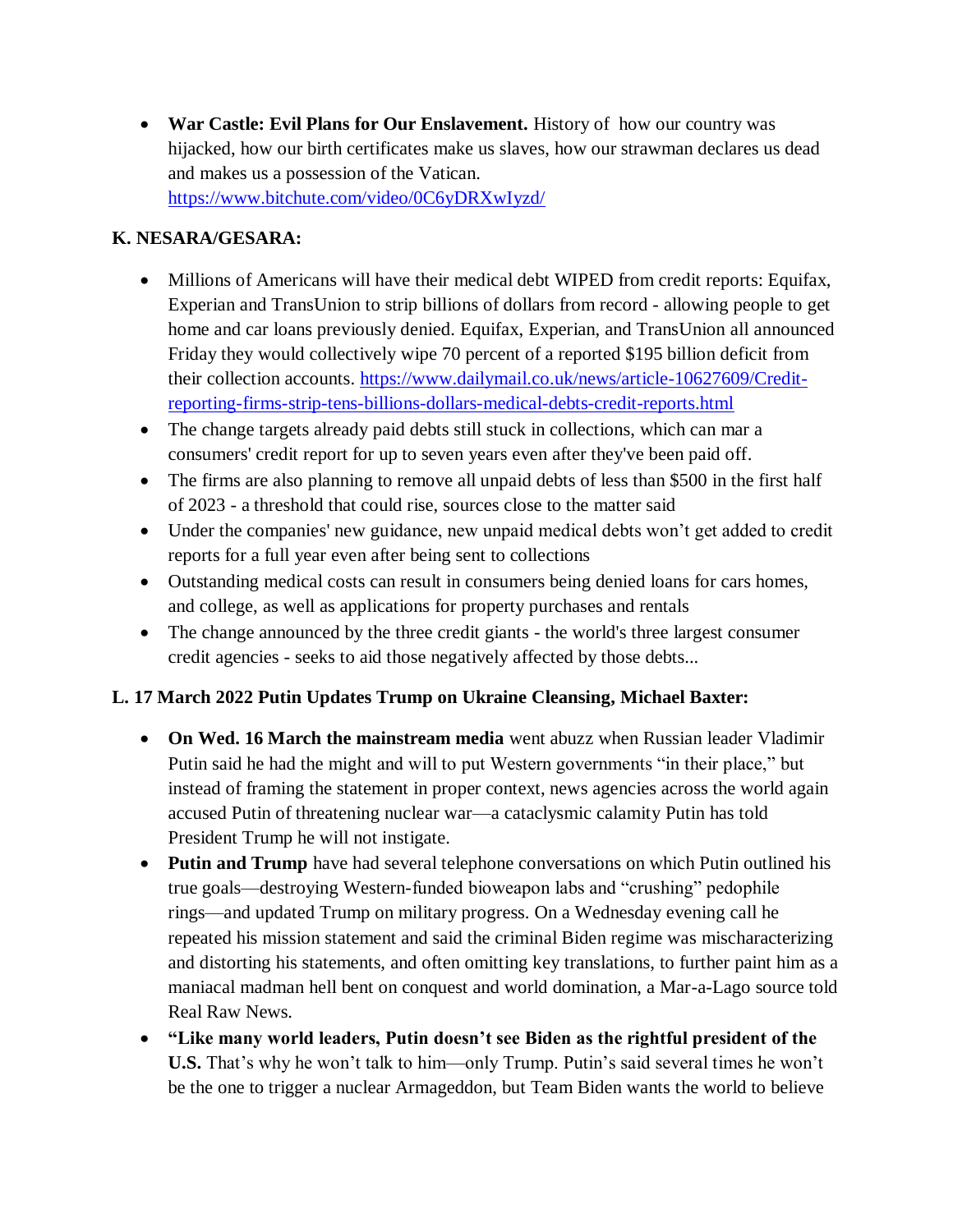- **War Castle: Evil Plans for Our Enslavement.** History of how our country was hijacked, how our birth certificates make us slaves, how our strawman declares us dead and makes us a possession of the Vatican. https://www.bitchute.com/video/0C6yDRXwIyzd/

### K. NESARA/GESARA:

- Millions of Americans will have their medical debt WIPED from credit reports: Equifax, Experian and TransUnion to strip billions of dollars from record - allowing people to get home and car loans previously denied. Equifax, Experian, and TransUnion all announced Friday they would collectively wipe 70 percent of a reported $195 billion deficit from their collection accounts. https://www.dailymail.co.uk/news/article-10627609/Credit-reporting-firms-strip-tens-billions-dollars-medical-debts-credit-reports.html
- The change targets already paid debts still stuck in collections, which can mar a consumers' credit report for up to seven years even after they've been paid off.
- The firms are also planning to remove all unpaid debts of less than $500 in the first half of 2023 - a threshold that could rise, sources close to the matter said
- Under the companies' new guidance, new unpaid medical debts won't get added to credit reports for a full year even after being sent to collections
- Outstanding medical costs can result in consumers being denied loans for cars homes, and college, as well as applications for property purchases and rentals
- The change announced by the three credit giants - the world's three largest consumer credit agencies - seeks to aid those negatively affected by those debts...

### L. 17 March 2022 Putin Updates Trump on Ukraine Cleansing, Michael Baxter:

- **On Wed. 16 March the mainstream media** went abuzz when Russian leader Vladimir Putin said he had the might and will to put Western governments "in their place," but instead of framing the statement in proper context, news agencies across the world again accused Putin of threatening nuclear war—a cataclysmic calamity Putin has told President Trump he will not instigate.
- **Putin and Trump** have had several telephone conversations on which Putin outlined his true goals—destroying Western-funded bioweapon labs and "crushing" pedophile rings—and updated Trump on military progress. On a Wednesday evening call he repeated his mission statement and said the criminal Biden regime was mischaracterizing and distorting his statements, and often omitting key translations, to further paint him as a maniacal madman hell bent on conquest and world domination, a Mar-a-Lago source told Real Raw News.
- **"Like many world leaders, Putin doesn't see Biden as the rightful president of the U.S.** That's why he won't talk to him—only Trump. Putin's said several times he won't be the one to trigger a nuclear Armageddon, but Team Biden wants the world to believe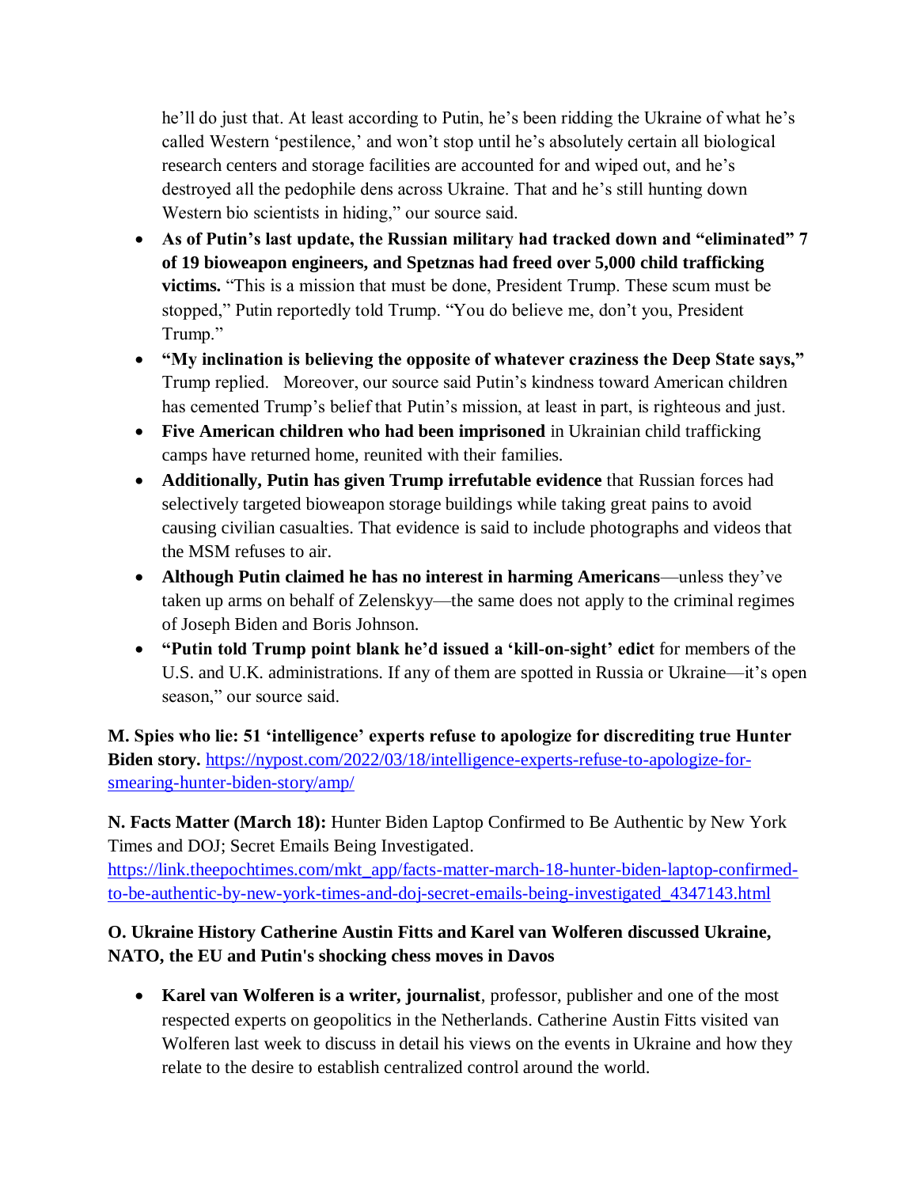he'll do just that. At least according to Putin, he's been ridding the Ukraine of what he's called Western 'pestilence,' and won't stop until he's absolutely certain all biological research centers and storage facilities are accounted for and wiped out, and he's destroyed all the pedophile dens across Ukraine. That and he's still hunting down Western bio scientists in hiding," our source said.

- **As of Putin's last update, the Russian military had tracked down and "eliminated" 7 of 19 bioweapon engineers, and Spetznas had freed over 5,000 child trafficking victims.** "This is a mission that must be done, President Trump. These scum must be stopped," Putin reportedly told Trump. "You do believe me, don't you, President Trump."
- **"My inclination is believing the opposite of whatever craziness the Deep State says,"** Trump replied. Moreover, our source said Putin's kindness toward American children has cemented Trump's belief that Putin's mission, at least in part, is righteous and just.
- **Five American children who had been imprisoned** in Ukrainian child trafficking camps have returned home, reunited with their families.
- **Additionally, Putin has given Trump irrefutable evidence** that Russian forces had selectively targeted bioweapon storage buildings while taking great pains to avoid causing civilian casualties. That evidence is said to include photographs and videos that the MSM refuses to air.
- **Although Putin claimed he has no interest in harming Americans**—unless they've taken up arms on behalf of Zelenskyy—the same does not apply to the criminal regimes of Joseph Biden and Boris Johnson.
- **"Putin told Trump point blank he'd issued a 'kill-on-sight' edict** for members of the U.S. and U.K. administrations. If any of them are spotted in Russia or Ukraine—it's open season," our source said.

**M. Spies who lie: 51 'intelligence' experts refuse to apologize for discrediting true Hunter Biden story.** [https://nypost.com/2022/03/18/intelligence-experts-refuse-to-apologize-for-smearing-hunter-biden-story/amp/](https://nypost.com/2022/03/18/intelligence-experts-refuse-to-apologize-for-smearing-hunter-biden-story/amp/)

**N. Facts Matter (March 18):** Hunter Biden Laptop Confirmed to Be Authentic by New York Times and DOJ; Secret Emails Being Investigated. [https://link.theepochtimes.com/mkt_app/facts-matter-march-18-hunter-biden-laptop-confirmed-to-be-authentic-by-new-york-times-and-doj-secret-emails-being-investigated_4347143.html](https://link.theepochtimes.com/mkt_app/facts-matter-march-18-hunter-biden-laptop-confirmed-to-be-authentic-by-new-york-times-and-doj-secret-emails-being-investigated_4347143.html)

**O. Ukraine History Catherine Austin Fitts and Karel van Wolferen discussed Ukraine, NATO, the EU and Putin's shocking chess moves in Davos**

- **Karel van Wolferen is a writer, journalist**, professor, publisher and one of the most respected experts on geopolitics in the Netherlands. Catherine Austin Fitts visited van Wolferen last week to discuss in detail his views on the events in Ukraine and how they relate to the desire to establish centralized control around the world.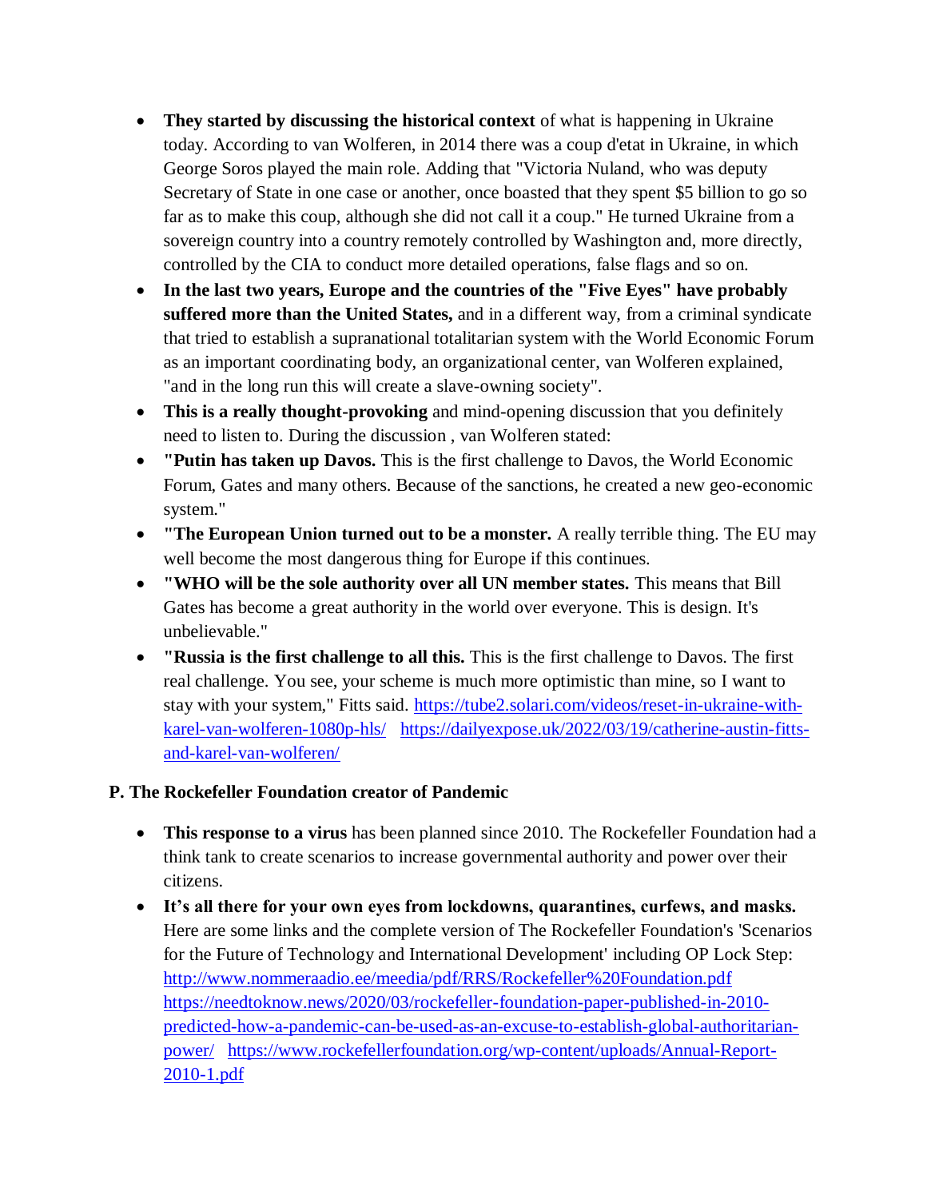- **They started by discussing the historical context** of what is happening in Ukraine today. According to van Wolferen, in 2014 there was a coup d'etat in Ukraine, in which George Soros played the main role. Adding that "Victoria Nuland, who was deputy Secretary of State in one case or another, once boasted that they spent $5 billion to go so far as to make this coup, although she did not call it a coup." He turned Ukraine from a sovereign country into a country remotely controlled by Washington and, more directly, controlled by the CIA to conduct more detailed operations, false flags and so on.
- **In the last two years, Europe and the countries of the "Five Eyes" have probably suffered more than the United States,** and in a different way, from a criminal syndicate that tried to establish a supranational totalitarian system with the World Economic Forum as an important coordinating body, an organizational center, van Wolferen explained, "and in the long run this will create a slave-owning society".
- **This is a really thought-provoking** and mind-opening discussion that you definitely need to listen to. During the discussion , van Wolferen stated:
- **"Putin has taken up Davos.** This is the first challenge to Davos, the World Economic Forum, Gates and many others. Because of the sanctions, he created a new geo-economic system."
- **"The European Union turned out to be a monster.** A really terrible thing. The EU may well become the most dangerous thing for Europe if this continues.
- **"WHO will be the sole authority over all UN member states.** This means that Bill Gates has become a great authority in the world over everyone. This is design. It's unbelievable."
- **"Russia is the first challenge to all this.** This is the first challenge to Davos. The first real challenge. You see, your scheme is much more optimistic than mine, so I want to stay with your system," Fitts said. https://tube2.solari.com/videos/reset-in-ukraine-with-karel-van-wolferen-1080p-hls/ https://dailyexpose.uk/2022/03/19/catherine-austin-fitts-and-karel-van-wolferen/

### P. The Rockefeller Foundation creator of Pandemic

- **This response to a virus** has been planned since 2010. The Rockefeller Foundation had a think tank to create scenarios to increase governmental authority and power over their citizens.
- **It's all there for your own eyes from lockdowns, quarantines, curfews, and masks.** Here are some links and the complete version of The Rockefeller Foundation's 'Scenarios for the Future of Technology and International Development' including OP Lock Step: http://www.nommeraadio.ee/meedia/pdf/RRS/Rockefeller%20Foundation.pdf https://needtoknow.news/2020/03/rockefeller-foundation-paper-published-in-2010-predicted-how-a-pandemic-can-be-used-as-an-excuse-to-establish-global-authoritarian-power/ https://www.rockefellerfoundation.org/wp-content/uploads/Annual-Report-2010-1.pdf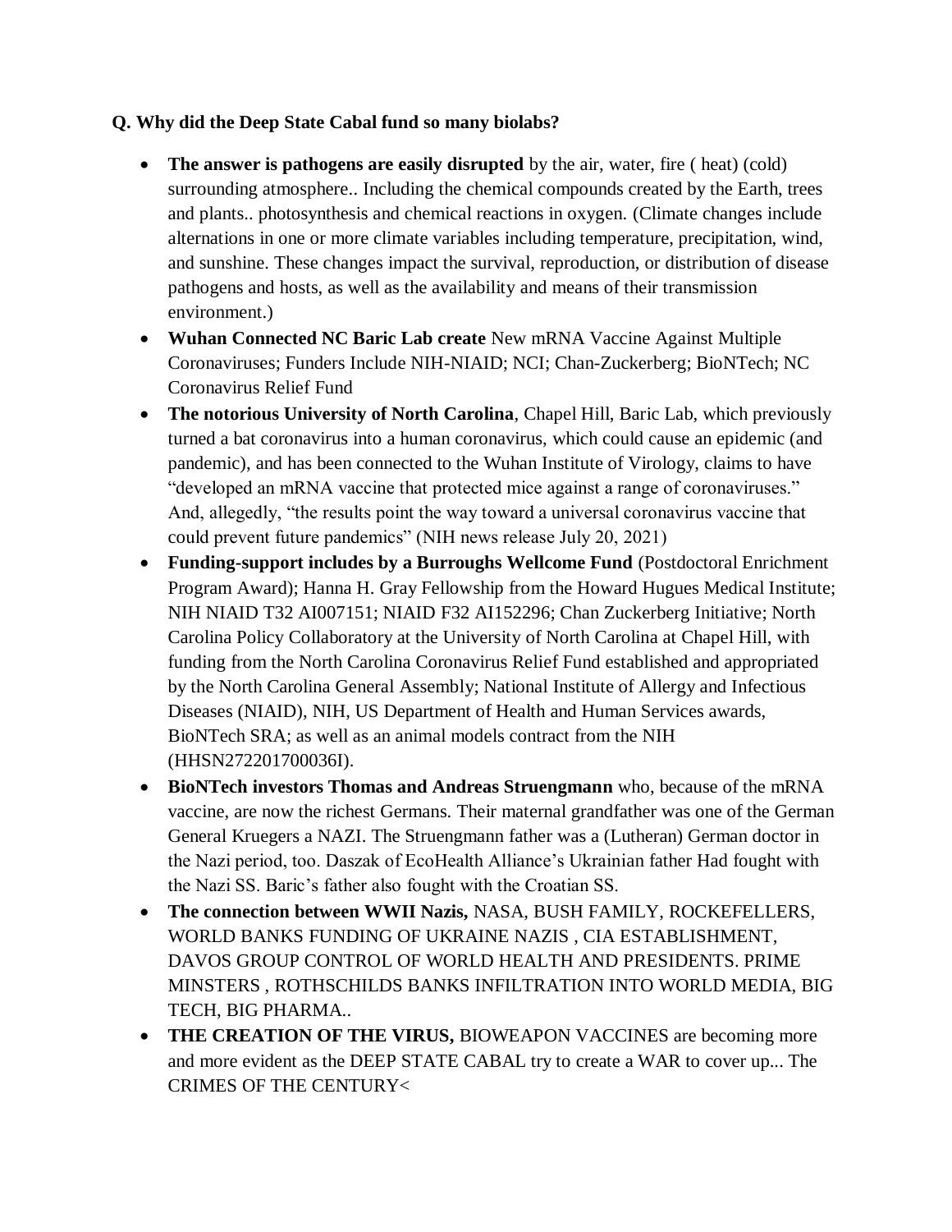**Q. Why did the Deep State Cabal fund so many biolabs?**

- **The answer is pathogens are easily disrupted** by the air, water, fire ( heat) (cold) surrounding atmosphere.. Including the chemical compounds created by the Earth, trees and plants.. photosynthesis and chemical reactions in oxygen. (Climate changes include alternations in one or more climate variables including temperature, precipitation, wind, and sunshine. These changes impact the survival, reproduction, or distribution of disease pathogens and hosts, as well as the availability and means of their transmission environment.)
- **Wuhan Connected NC Baric Lab create** New mRNA Vaccine Against Multiple Coronaviruses; Funders Include NIH-NIAID; NCI; Chan-Zuckerberg; BioNTech; NC Coronavirus Relief Fund
- **The notorious University of North Carolina**, Chapel Hill, Baric Lab, which previously turned a bat coronavirus into a human coronavirus, which could cause an epidemic (and pandemic), and has been connected to the Wuhan Institute of Virology, claims to have "developed an mRNA vaccine that protected mice against a range of coronaviruses." And, allegedly, "the results point the way toward a universal coronavirus vaccine that could prevent future pandemics" (NIH news release July 20, 2021)
- **Funding-support includes by a Burroughs Wellcome Fund** (Postdoctoral Enrichment Program Award); Hanna H. Gray Fellowship from the Howard Hugues Medical Institute; NIH NIAID T32 AI007151; NIAID F32 AI152296; Chan Zuckerberg Initiative; North Carolina Policy Collaboratory at the University of North Carolina at Chapel Hill, with funding from the North Carolina Coronavirus Relief Fund established and appropriated by the North Carolina General Assembly; National Institute of Allergy and Infectious Diseases (NIAID), NIH, US Department of Health and Human Services awards, BioNTech SRA; as well as an animal models contract from the NIH (HHSN272201700036I).
- **BioNTech investors Thomas and Andreas Struengmann** who, because of the mRNA vaccine, are now the richest Germans. Their maternal grandfather was one of the German General Kruegers a NAZI. The Struengmann father was a (Lutheran) German doctor in the Nazi period, too. Daszak of EcoHealth Alliance's Ukrainian father Had fought with the Nazi SS. Baric's father also fought with the Croatian SS.
- **The connection between WWII Nazis,** NASA, BUSH FAMILY, ROCKEFELLERS, WORLD BANKS FUNDING OF UKRAINE NAZIS , CIA ESTABLISHMENT, DAVOS GROUP CONTROL OF WORLD HEALTH AND PRESIDENTS. PRIME MINSTERS , ROTHSCHILDS BANKS INFILTRATION INTO WORLD MEDIA, BIG TECH, BIG PHARMA..
- **THE CREATION OF THE VIRUS,** BIOWEAPON VACCINES are becoming more and more evident as the DEEP STATE CABAL try to create a WAR to cover up... The CRIMES OF THE CENTURY<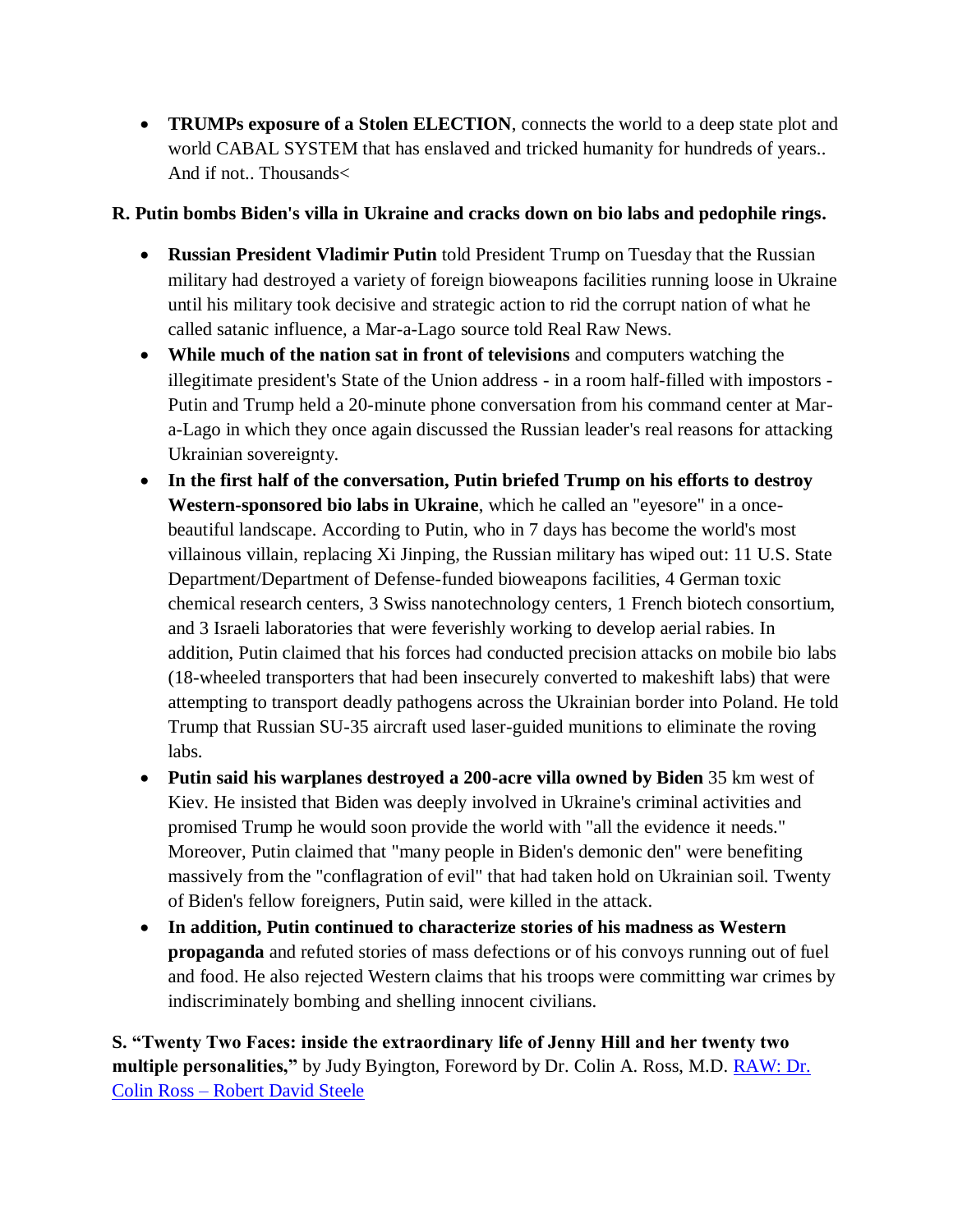- **TRUMPs exposure of a Stolen ELECTION**, connects the world to a deep state plot and world CABAL SYSTEM that has enslaved and tricked humanity for hundreds of years.. And if not.. Thousands<

**R. Putin bombs Biden's villa in Ukraine and cracks down on bio labs and pedophile rings.**

- **Russian President Vladimir Putin** told President Trump on Tuesday that the Russian military had destroyed a variety of foreign bioweapons facilities running loose in Ukraine until his military took decisive and strategic action to rid the corrupt nation of what he called satanic influence, a Mar-a-Lago source told Real Raw News.
- **While much of the nation sat in front of televisions** and computers watching the illegitimate president's State of the Union address - in a room half-filled with impostors - Putin and Trump held a 20-minute phone conversation from his command center at Mar-a-Lago in which they once again discussed the Russian leader's real reasons for attacking Ukrainian sovereignty.
- **In the first half of the conversation, Putin briefed Trump on his efforts to destroy Western-sponsored bio labs in Ukraine**, which he called an "eyesore" in a once-beautiful landscape. According to Putin, who in 7 days has become the world's most villainous villain, replacing Xi Jinping, the Russian military has wiped out: 11 U.S. State Department/Department of Defense-funded bioweapons facilities, 4 German toxic chemical research centers, 3 Swiss nanotechnology centers, 1 French biotech consortium, and 3 Israeli laboratories that were feverishly working to develop aerial rabies. In addition, Putin claimed that his forces had conducted precision attacks on mobile bio labs (18-wheeled transporters that had been insecurely converted to makeshift labs) that were attempting to transport deadly pathogens across the Ukrainian border into Poland. He told Trump that Russian SU-35 aircraft used laser-guided munitions to eliminate the roving labs.
- **Putin said his warplanes destroyed a 200-acre villa owned by Biden** 35 km west of Kiev. He insisted that Biden was deeply involved in Ukraine's criminal activities and promised Trump he would soon provide the world with "all the evidence it needs." Moreover, Putin claimed that "many people in Biden's demonic den" were benefiting massively from the "conflagration of evil" that had taken hold on Ukrainian soil. Twenty of Biden's fellow foreigners, Putin said, were killed in the attack.
- **In addition, Putin continued to characterize stories of his madness as Western propaganda** and refuted stories of mass defections or of his convoys running out of fuel and food. He also rejected Western claims that his troops were committing war crimes by indiscriminately bombing and shelling innocent civilians.

**S. "Twenty Two Faces: inside the extraordinary life of Jenny Hill and her twenty two multiple personalities,"** by Judy Byington, Foreword by Dr. Colin A. Ross, M.D. RAW: Dr. Colin Ross – Robert David Steele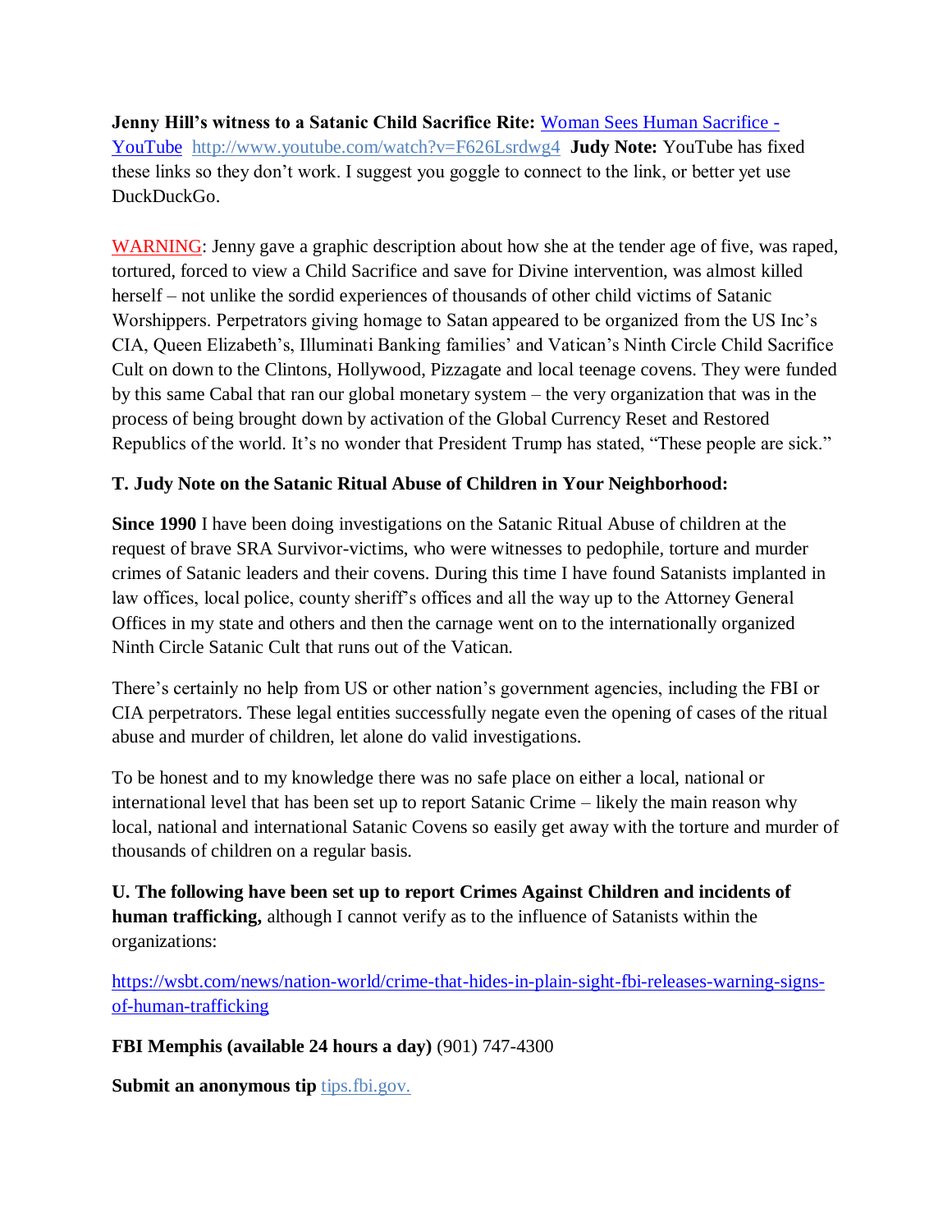**Jenny Hill's witness to a Satanic Child Sacrifice Rite:** [Woman Sees Human Sacrifice - YouTube](http://www.youtube.com/watch?v=F626Lsrdwg4) http://www.youtube.com/watch?v=F626Lsrdwg4 **Judy Note:** YouTube has fixed these links so they don't work. I suggest you goggle to connect to the link, or better yet use DuckDuckGo.

WARNING: Jenny gave a graphic description about how she at the tender age of five, was raped, tortured, forced to view a Child Sacrifice and save for Divine intervention, was almost killed herself – not unlike the sordid experiences of thousands of other child victims of Satanic Worshippers. Perpetrators giving homage to Satan appeared to be organized from the US Inc's CIA, Queen Elizabeth's, Illuminati Banking families' and Vatican's Ninth Circle Child Sacrifice Cult on down to the Clintons, Hollywood, Pizzagate and local teenage covens. They were funded by this same Cabal that ran our global monetary system – the very organization that was in the process of being brought down by activation of the Global Currency Reset and Restored Republics of the world. It's no wonder that President Trump has stated, "These people are sick."

**T. Judy Note on the Satanic Ritual Abuse of Children in Your Neighborhood:**

**Since 1990** I have been doing investigations on the Satanic Ritual Abuse of children at the request of brave SRA Survivor-victims, who were witnesses to pedophile, torture and murder crimes of Satanic leaders and their covens. During this time I have found Satanists implanted in law offices, local police, county sheriff's offices and all the way up to the Attorney General Offices in my state and others and then the carnage went on to the internationally organized Ninth Circle Satanic Cult that runs out of the Vatican.

There's certainly no help from US or other nation's government agencies, including the FBI or CIA perpetrators. These legal entities successfully negate even the opening of cases of the ritual abuse and murder of children, let alone do valid investigations.

To be honest and to my knowledge there was no safe place on either a local, national or international level that has been set up to report Satanic Crime – likely the main reason why local, national and international Satanic Covens so easily get away with the torture and murder of thousands of children on a regular basis.

**U. The following have been set up to report Crimes Against Children and incidents of human trafficking,** although I cannot verify as to the influence of Satanists within the organizations:

https://wsbt.com/news/nation-world/crime-that-hides-in-plain-sight-fbi-releases-warning-signs-of-human-trafficking

**FBI Memphis (available 24 hours a day)** (901) 747-4300

**Submit an anonymous tip** tips.fbi.gov.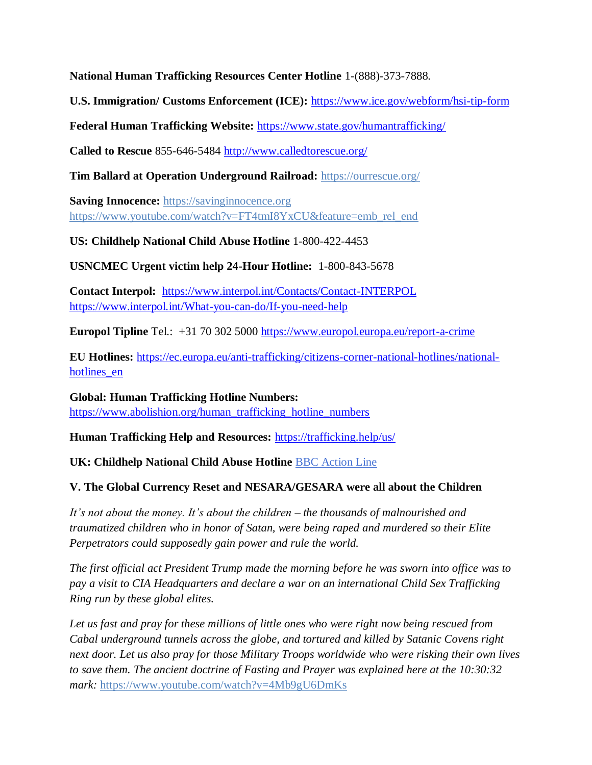**National Human Trafficking Resources Center Hotline** 1-(888)-373-7888.

**U.S. Immigration/ Customs Enforcement (ICE):** https://www.ice.gov/webform/hsi-tip-form

**Federal Human Trafficking Website:** https://www.state.gov/humantrafficking/

**Called to Rescue** 855-646-5484 http://www.calledtorescue.org/

**Tim Ballard at Operation Underground Railroad:** https://ourrescue.org/

**Saving Innocence:** https://savinginnocence.org https://www.youtube.com/watch?v=FT4tmI8YxCU&feature=emb_rel_end

**US: Childhelp National Child Abuse Hotline** 1-800-422-4453

**USNCMEC Urgent victim help 24-Hour Hotline:** 1-800-843-5678

**Contact Interpol:** https://www.interpol.int/Contacts/Contact-INTERPOL https://www.interpol.int/What-you-can-do/If-you-need-help

**Europol Tipline** Tel.: +31 70 302 5000 https://www.europol.europa.eu/report-a-crime

**EU Hotlines:** https://ec.europa.eu/anti-trafficking/citizens-corner-national-hotlines/national-hotlines_en

**Global: Human Trafficking Hotline Numbers:** https://www.abolishion.org/human_trafficking_hotline_numbers

**Human Trafficking Help and Resources:** https://trafficking.help/us/

**UK: Childhelp National Child Abuse Hotline** BBC Action Line

**V. The Global Currency Reset and NESARA/GESARA were all about the Children**

*It's not about the money. It's about the children – the thousands of malnourished and traumatized children who in honor of Satan, were being raped and murdered so their Elite Perpetrators could supposedly gain power and rule the world.*

*The first official act President Trump made the morning before he was sworn into office was to pay a visit to CIA Headquarters and declare a war on an international Child Sex Trafficking Ring run by these global elites.*

*Let us fast and pray for these millions of little ones who were right now being rescued from Cabal underground tunnels across the globe, and tortured and killed by Satanic Covens right next door. Let us also pray for those Military Troops worldwide who were risking their own lives to save them. The ancient doctrine of Fasting and Prayer was explained here at the 10:30:32 mark:* https://www.youtube.com/watch?v=4Mb9gU6DmKs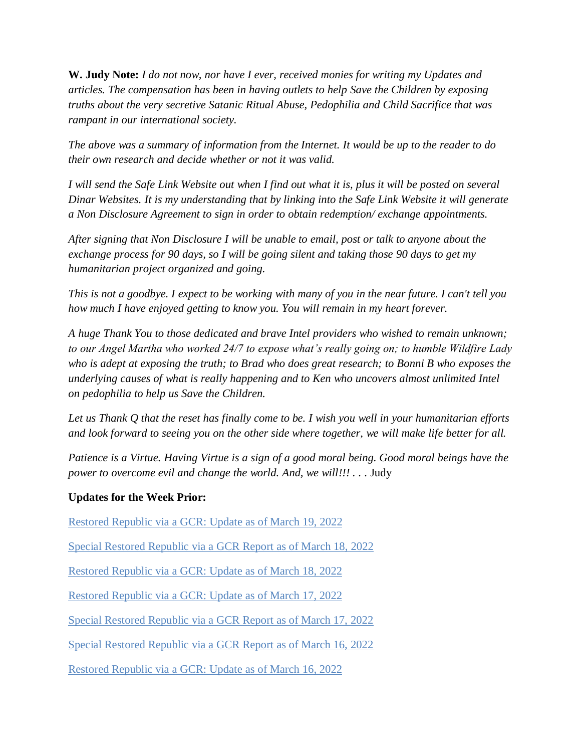**W. Judy Note:** *I do not now, nor have I ever, received monies for writing my Updates and articles. The compensation has been in having outlets to help Save the Children by exposing truths about the very secretive Satanic Ritual Abuse, Pedophilia and Child Sacrifice that was rampant in our international society.*

*The above was a summary of information from the Internet. It would be up to the reader to do their own research and decide whether or not it was valid.*

*I will send the Safe Link Website out when I find out what it is, plus it will be posted on several Dinar Websites. It is my understanding that by linking into the Safe Link Website it will generate a Non Disclosure Agreement to sign in order to obtain redemption/ exchange appointments.*

*After signing that Non Disclosure I will be unable to email, post or talk to anyone about the exchange process for 90 days, so I will be going silent and taking those 90 days to get my humanitarian project organized and going.*

*This is not a goodbye. I expect to be working with many of you in the near future. I can't tell you how much I have enjoyed getting to know you. You will remain in my heart forever.*

*A huge Thank You to those dedicated and brave Intel providers who wished to remain unknown; to our Angel Martha who worked 24/7 to expose what's really going on; to humble Wildfire Lady who is adept at exposing the truth; to Brad who does great research; to Bonni B who exposes the underlying causes of what is really happening and to Ken who uncovers almost unlimited Intel on pedophilia to help us Save the Children.*

*Let us Thank Q that the reset has finally come to be. I wish you well in your humanitarian efforts and look forward to seeing you on the other side where together, we will make life better for all.*

*Patience is a Virtue. Having Virtue is a sign of a good moral being. Good moral beings have the power to overcome evil and change the world. And, we will!!! . . .* Judy

**Updates for the Week Prior:**

Restored Republic via a GCR: Update as of March 19, 2022

Special Restored Republic via a GCR Report as of March 18, 2022

Restored Republic via a GCR: Update as of March 18, 2022

Restored Republic via a GCR: Update as of March 17, 2022

Special Restored Republic via a GCR Report as of March 17, 2022

Special Restored Republic via a GCR Report as of March 16, 2022

Restored Republic via a GCR: Update as of March 16, 2022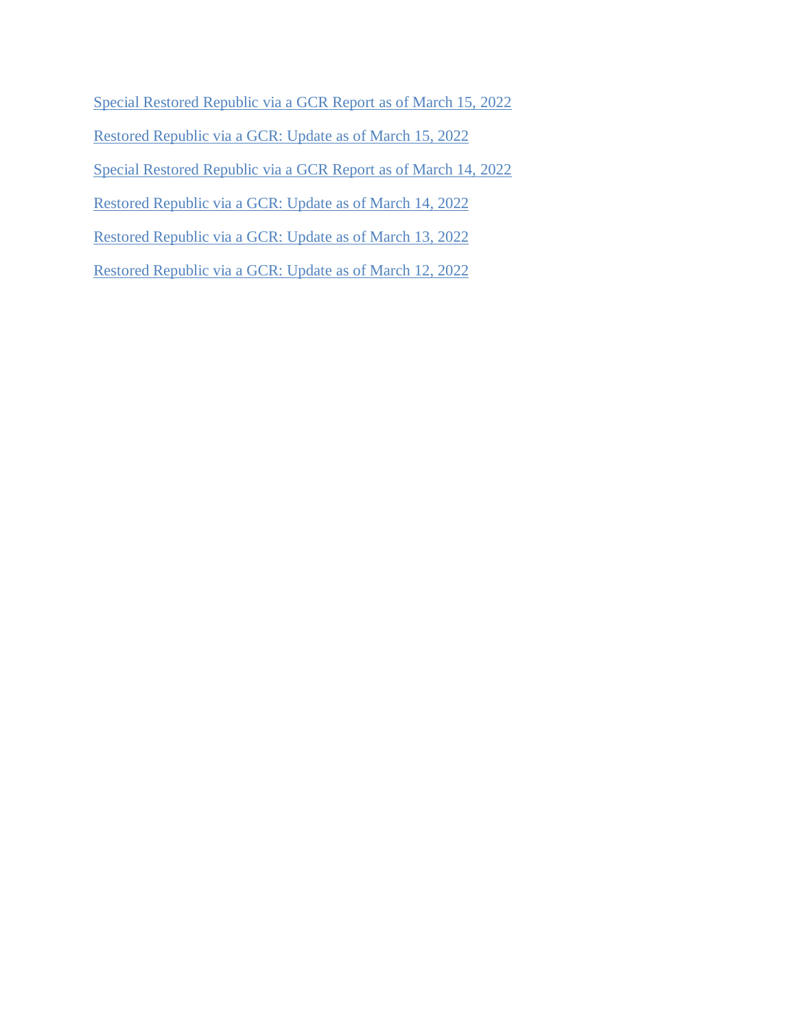Special Restored Republic via a GCR Report as of March 15, 2022

Restored Republic via a GCR: Update as of March 15, 2022

Special Restored Republic via a GCR Report as of March 14, 2022

Restored Republic via a GCR: Update as of March 14, 2022

Restored Republic via a GCR: Update as of March 13, 2022

Restored Republic via a GCR: Update as of March 12, 2022